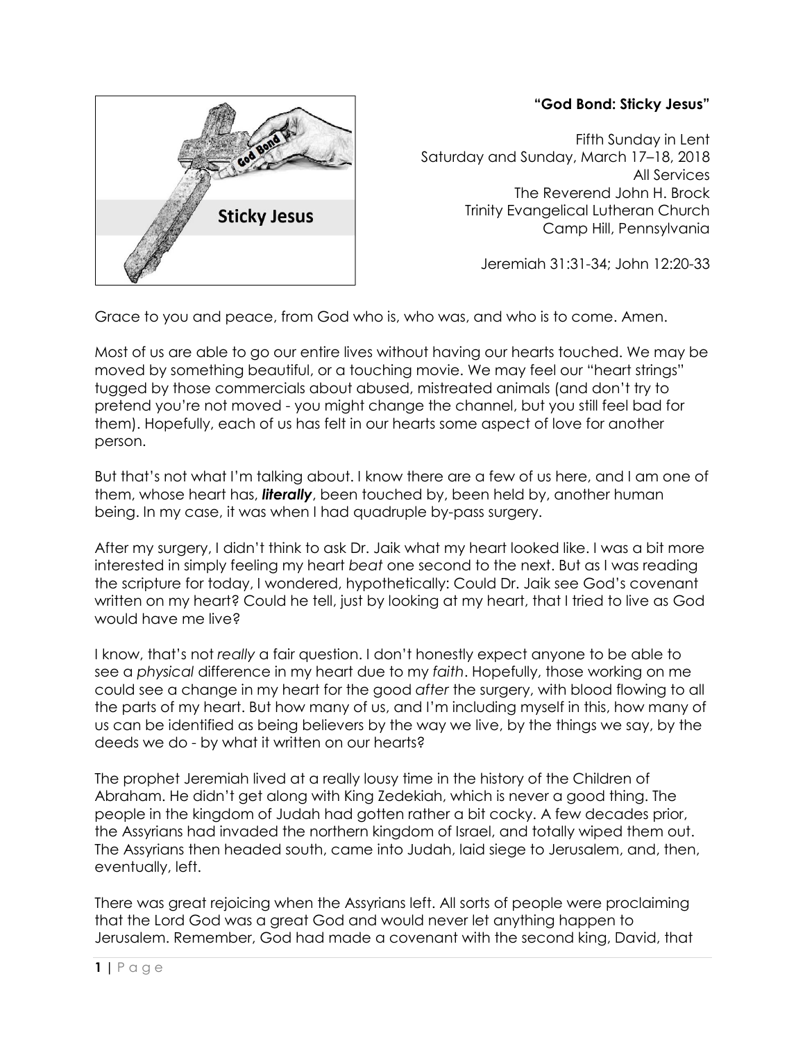**“God Bond: Sticky Jesus”**

Fifth Sunday in Lent
Saturday and Sunday, March 17–18, 2018
All Services
The Reverend John H. Brock
Trinity Evangelical Lutheran Church
Camp Hill, Pennsylvania

Jeremiah 31:31-34; John 12:20-33

Grace to you and peace, from God who is, who was, and who is to come. Amen.

Most of us are able to go our entire lives without having our hearts touched. We may be moved by something beautiful, or a touching movie. We may feel our “heart strings” tugged by those commercials about abused, mistreated animals (and don’t try to pretend you’re not moved - you might change the channel, but you still feel bad for them). Hopefully, each of us has felt in our hearts some aspect of love for another person.

But that’s not what I’m talking about. I know there are a few of us here, and I am one of them, whose heart has, ***literally***, been touched by, been held by, another human being. In my case, it was when I had quadruple by-pass surgery.

After my surgery, I didn’t think to ask Dr. Jaik what my heart looked like. I was a bit more interested in simply feeling my heart *beat* one second to the next. But as I was reading the scripture for today, I wondered, hypothetically: Could Dr. Jaik see God’s covenant written on my heart? Could he tell, just by looking at my heart, that I tried to live as God would have me live?

I know, that’s not *really* a fair question. I don’t honestly expect anyone to be able to see a *physical* difference in my heart due to my *faith*. Hopefully, those working on me could see a change in my heart for the good *after* the surgery, with blood flowing to all the parts of my heart. But how many of us, and I’m including myself in this, how many of us can be identified as being believers by the way we live, by the things we say, by the deeds we do - by what it written on our hearts?

The prophet Jeremiah lived at a really lousy time in the history of the Children of Abraham. He didn’t get along with King Zedekiah, which is never a good thing. The people in the kingdom of Judah had gotten rather a bit cocky. A few decades prior, the Assyrians had invaded the northern kingdom of Israel, and totally wiped them out. The Assyrians then headed south, came into Judah, laid siege to Jerusalem, and, then, eventually, left.

There was great rejoicing when the Assyrians left. All sorts of people were proclaiming that the Lord God was a great God and would never let anything happen to Jerusalem. Remember, God had made a covenant with the second king, David, that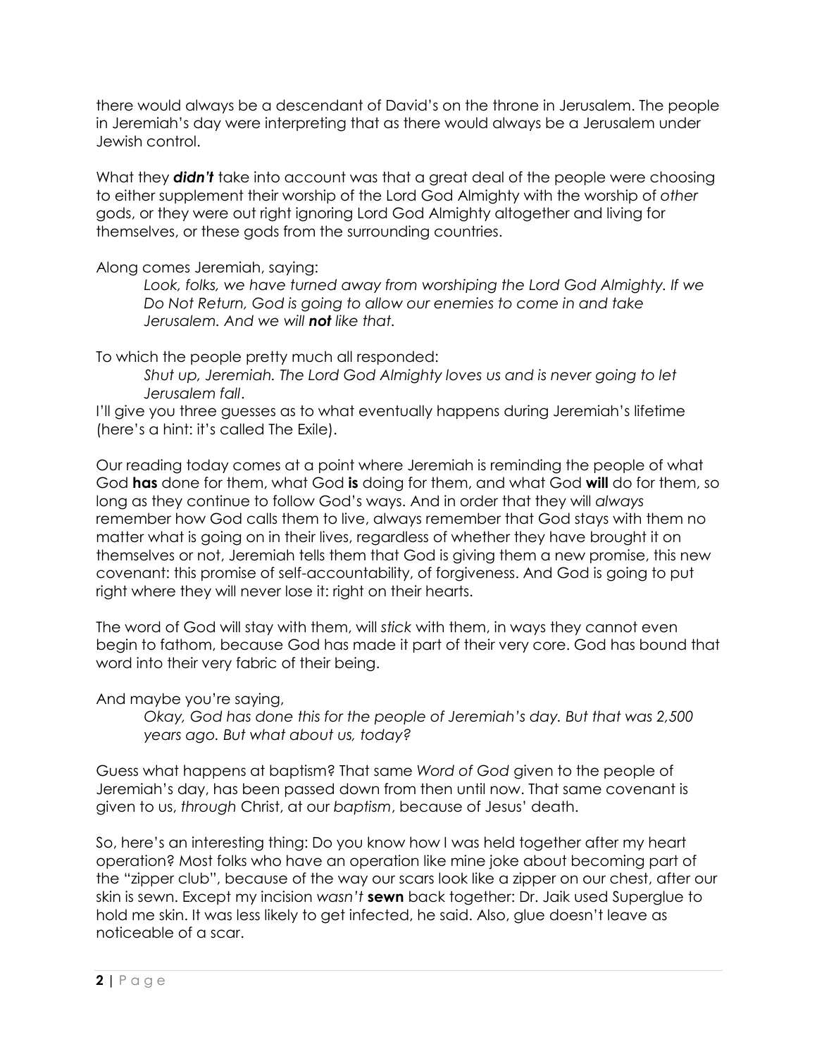there would always be a descendant of David's on the throne in Jerusalem. The people in Jeremiah's day were interpreting that as there would always be a Jerusalem under Jewish control.

What they ***didn't*** take into account was that a great deal of the people were choosing to either supplement their worship of the Lord God Almighty with the worship of *other* gods, or they were out right ignoring Lord God Almighty altogether and living for themselves, or these gods from the surrounding countries.

Along comes Jeremiah, saying:

> *Look, folks, we have turned away from worshiping the Lord God Almighty. If we Do Not Return, God is going to allow our enemies to come in and take Jerusalem. And we will **not** like that.*

To which the people pretty much all responded:

> *Shut up, Jeremiah. The Lord God Almighty loves us and is never going to let Jerusalem fall*.

I'll give you three guesses as to what eventually happens during Jeremiah's lifetime (here's a hint: it's called The Exile).

Our reading today comes at a point where Jeremiah is reminding the people of what God **has** done for them, what God **is** doing for them, and what God **will** do for them, so long as they continue to follow God's ways. And in order that they will *always* remember how God calls them to live, always remember that God stays with them no matter what is going on in their lives, regardless of whether they have brought it on themselves or not, Jeremiah tells them that God is giving them a new promise, this new covenant: this promise of self-accountability, of forgiveness. And God is going to put right where they will never lose it: right on their hearts.

The word of God will stay with them, will *stick* with them, in ways they cannot even begin to fathom, because God has made it part of their very core. God has bound that word into their very fabric of their being.

And maybe you're saying,

> *Okay, God has done this for the people of Jeremiah's day. But that was 2,500 years ago. But what about us, today?*

Guess what happens at baptism? That same *Word of God* given to the people of Jeremiah's day, has been passed down from then until now. That same covenant is given to us, *through* Christ, at our *baptism*, because of Jesus' death.

So, here's an interesting thing: Do you know how I was held together after my heart operation? Most folks who have an operation like mine joke about becoming part of the "zipper club", because of the way our scars look like a zipper on our chest, after our skin is sewn. Except my incision *wasn't* **sewn** back together: Dr. Jaik used Superglue to hold me skin. It was less likely to get infected, he said. Also, glue doesn't leave as noticeable of a scar.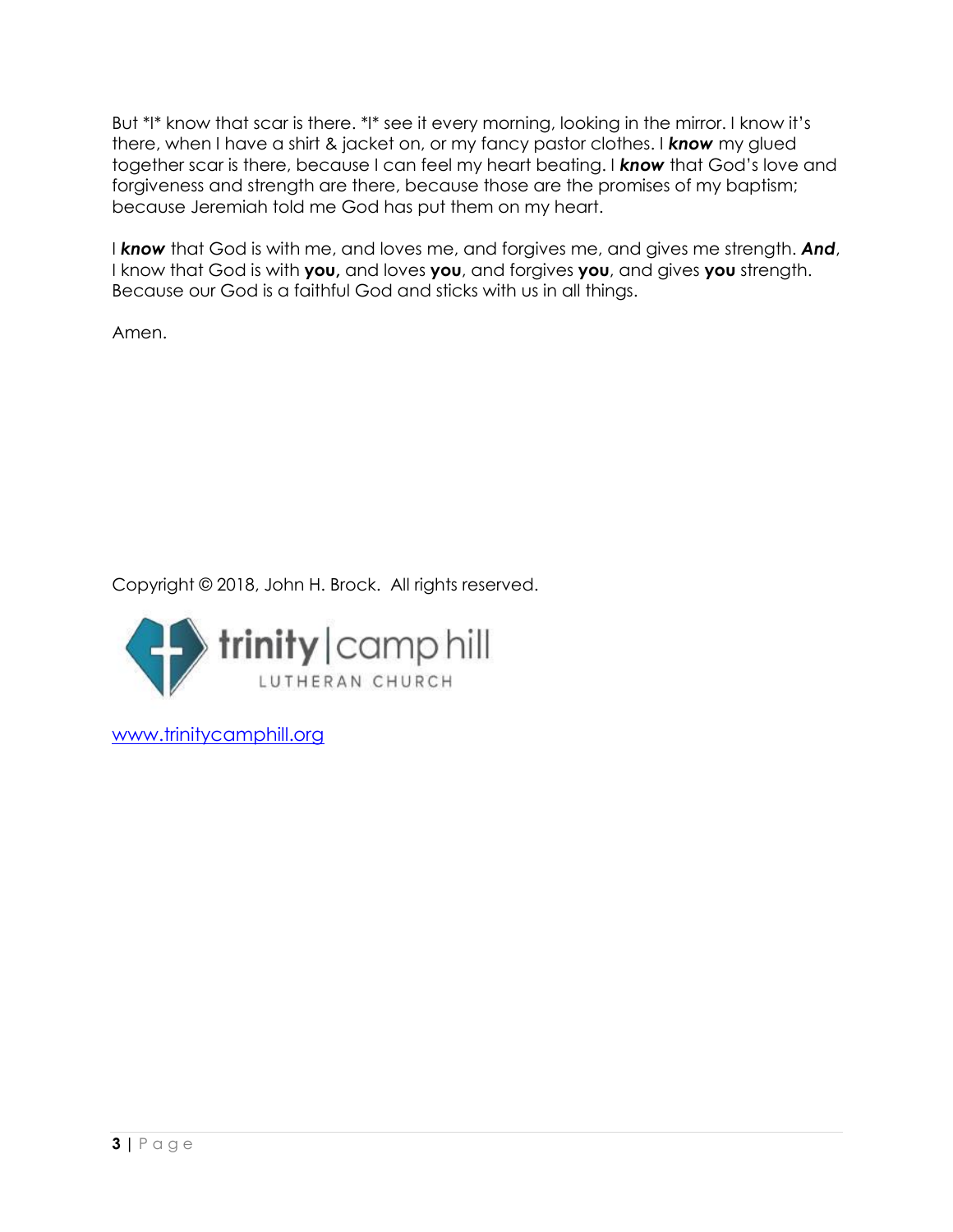But *I* know that scar is there. *I* see it every morning, looking in the mirror. I know it's there, when I have a shirt & jacket on, or my fancy pastor clothes. I ***know*** my glued together scar is there, because I can feel my heart beating. I ***know*** that God's love and forgiveness and strength are there, because those are the promises of my baptism; because Jeremiah told me God has put them on my heart.

I ***know*** that God is with me, and loves me, and forgives me, and gives me strength. ***And***, I know that God is with **you,** and loves **you**, and forgives **you**, and gives **you** strength. Because our God is a faithful God and sticks with us in all things.

Amen.

Copyright © 2018, John H. Brock. All rights reserved.

trinity | camp hill
LUTHERAN CHURCH

[www.trinitycamphill.org](http://www.trinitycamphill.org)